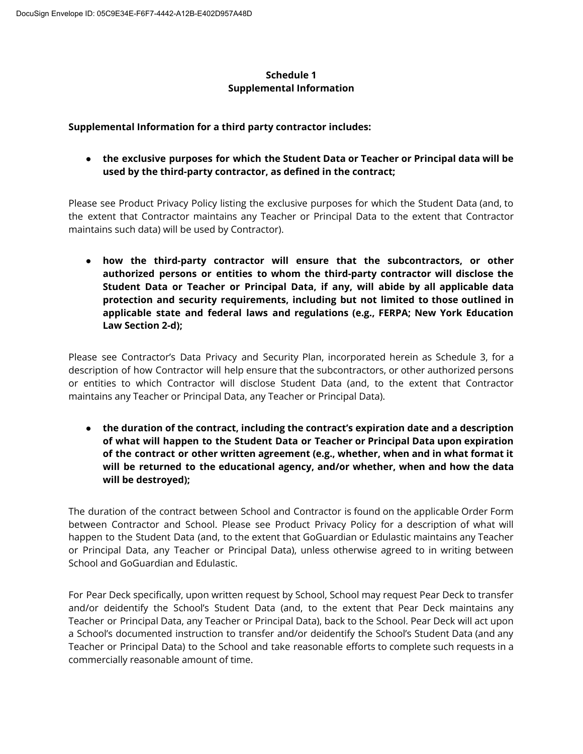# Schedule 1
## Supplemental Information

**Supplemental Information for a third party contractor includes:**

- **the exclusive purposes for which the Student Data or Teacher or Principal data will be used by the third-party contractor, as defined in the contract;**

Please see Product Privacy Policy listing the exclusive purposes for which the Student Data (and, to the extent that Contractor maintains any Teacher or Principal Data to the extent that Contractor maintains such data) will be used by Contractor).

- **how the third-party contractor will ensure that the subcontractors, or other authorized persons or entities to whom the third-party contractor will disclose the Student Data or Teacher or Principal Data, if any, will abide by all applicable data protection and security requirements, including but not limited to those outlined in applicable state and federal laws and regulations (e.g., FERPA; New York Education Law Section 2-d);**

Please see Contractor's Data Privacy and Security Plan, incorporated herein as Schedule 3, for a description of how Contractor will help ensure that the subcontractors, or other authorized persons or entities to which Contractor will disclose Student Data (and, to the extent that Contractor maintains any Teacher or Principal Data, any Teacher or Principal Data).

- **the duration of the contract, including the contract's expiration date and a description of what will happen to the Student Data or Teacher or Principal Data upon expiration of the contract or other written agreement (e.g., whether, when and in what format it will be returned to the educational agency, and/or whether, when and how the data will be destroyed);**

The duration of the contract between School and Contractor is found on the applicable Order Form between Contractor and School. Please see Product Privacy Policy for a description of what will happen to the Student Data (and, to the extent that GoGuardian or Edulastic maintains any Teacher or Principal Data, any Teacher or Principal Data), unless otherwise agreed to in writing between School and GoGuardian and Edulastic.

For Pear Deck specifically, upon written request by School, School may request Pear Deck to transfer and/or deidentify the School's Student Data (and, to the extent that Pear Deck maintains any Teacher or Principal Data, any Teacher or Principal Data), back to the School. Pear Deck will act upon a School's documented instruction to transfer and/or deidentify the School's Student Data (and any Teacher or Principal Data) to the School and take reasonable efforts to complete such requests in a commercially reasonable amount of time.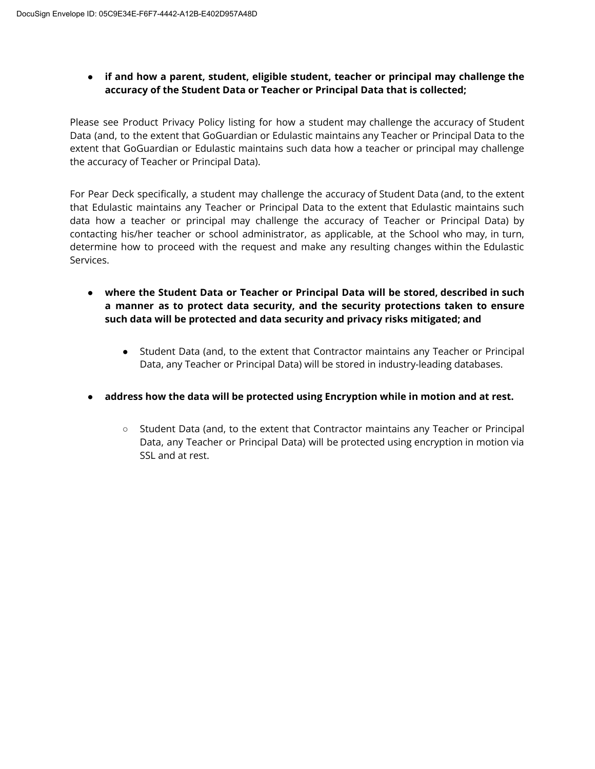- **if and how a parent, student, eligible student, teacher or principal may challenge the accuracy of the Student Data or Teacher or Principal Data that is collected;**

Please see Product Privacy Policy listing for how a student may challenge the accuracy of Student Data (and, to the extent that GoGuardian or Edulastic maintains any Teacher or Principal Data to the extent that GoGuardian or Edulastic maintains such data how a teacher or principal may challenge the accuracy of Teacher or Principal Data).

For Pear Deck specifically, a student may challenge the accuracy of Student Data (and, to the extent that Edulastic maintains any Teacher or Principal Data to the extent that Edulastic maintains such data how a teacher or principal may challenge the accuracy of Teacher or Principal Data) by contacting his/her teacher or school administrator, as applicable, at the School who may, in turn, determine how to proceed with the request and make any resulting changes within the Edulastic Services.

- **where the Student Data or Teacher or Principal Data will be stored, described in such a manner as to protect data security, and the security protections taken to ensure such data will be protected and data security and privacy risks mitigated; and**
    - Student Data (and, to the extent that Contractor maintains any Teacher or Principal Data, any Teacher or Principal Data) will be stored in industry-leading databases.

- **address how the data will be protected using Encryption while in motion and at rest.**
    - Student Data (and, to the extent that Contractor maintains any Teacher or Principal Data, any Teacher or Principal Data) will be protected using encryption in motion via SSL and at rest.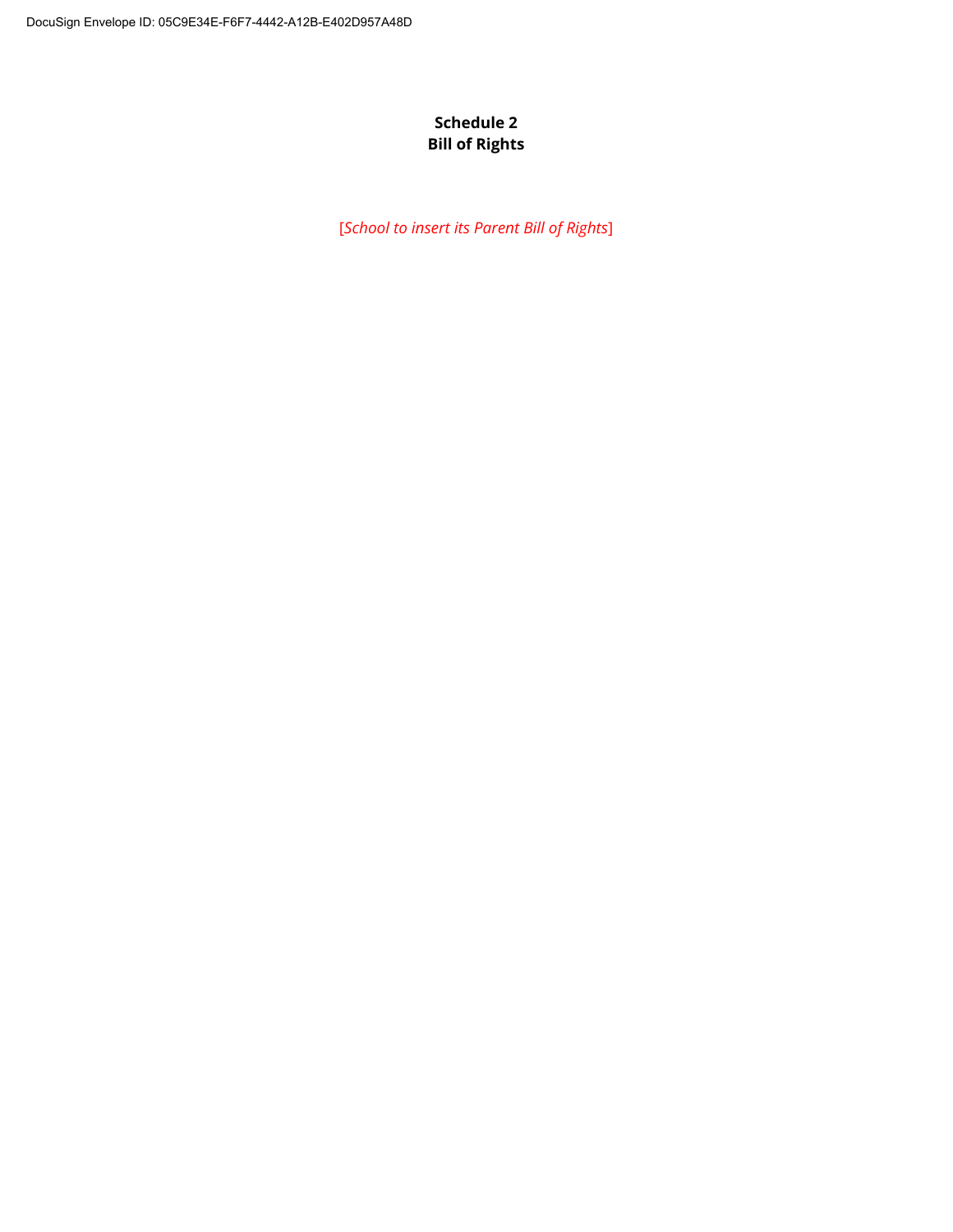# Schedule 2
# Bill of Rights

[*School to insert its Parent Bill of Rights*]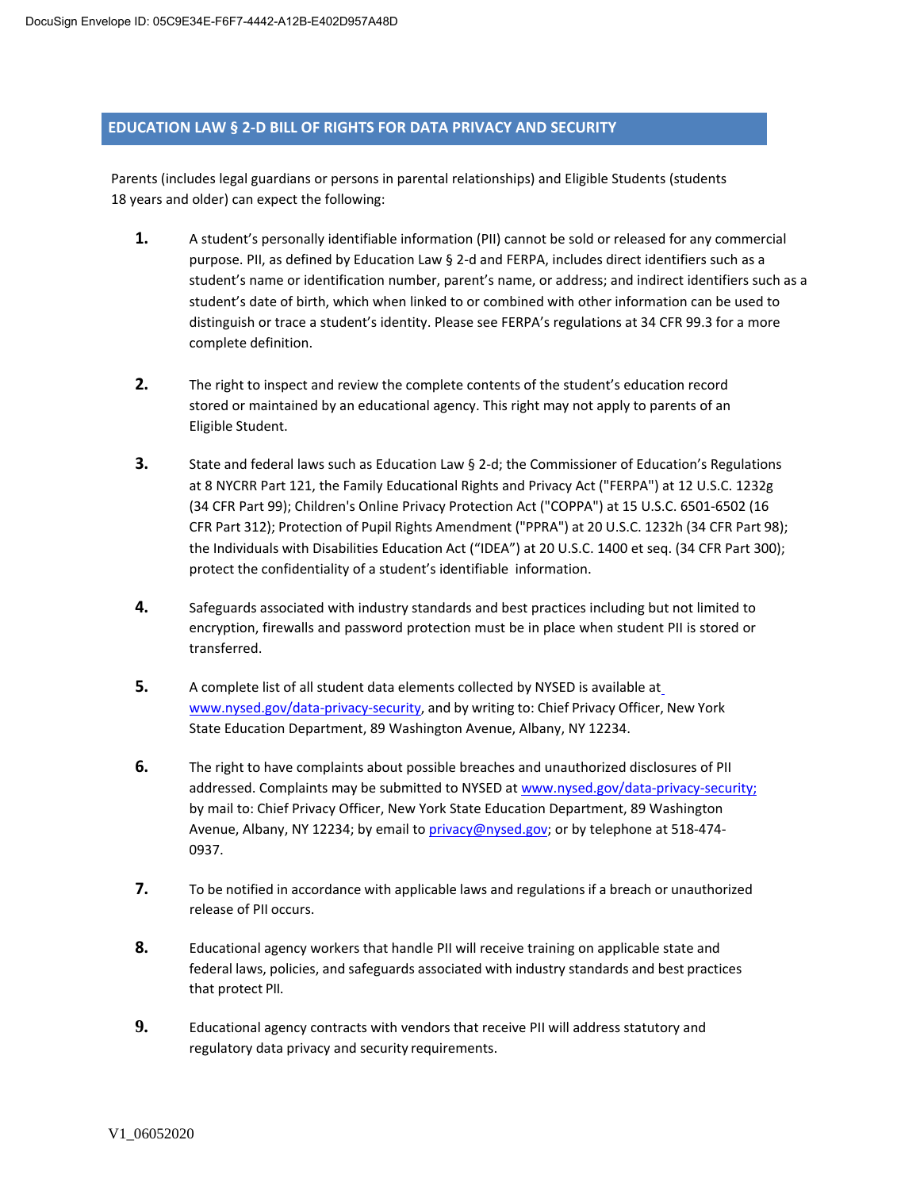## EDUCATION LAW § 2-D BILL OF RIGHTS FOR DATA PRIVACY AND SECURITY

Parents (includes legal guardians or persons in parental relationships) and Eligible Students (students 18 years and older) can expect the following:

1. A student's personally identifiable information (PII) cannot be sold or released for any commercial purpose. PII, as defined by Education Law § 2-d and FERPA, includes direct identifiers such as a student's name or identification number, parent's name, or address; and indirect identifiers such as a student's date of birth, which when linked to or combined with other information can be used to distinguish or trace a student's identity. Please see FERPA's regulations at 34 CFR 99.3 for a more complete definition.

2. The right to inspect and review the complete contents of the student's education record stored or maintained by an educational agency. This right may not apply to parents of an Eligible Student.

3. State and federal laws such as Education Law § 2-d; the Commissioner of Education's Regulations at 8 NYCRR Part 121, the Family Educational Rights and Privacy Act ("FERPA") at 12 U.S.C. 1232g (34 CFR Part 99); Children's Online Privacy Protection Act ("COPPA") at 15 U.S.C. 6501-6502 (16 CFR Part 312); Protection of Pupil Rights Amendment ("PPRA") at 20 U.S.C. 1232h (34 CFR Part 98); the Individuals with Disabilities Education Act ("IDEA") at 20 U.S.C. 1400 et seq. (34 CFR Part 300); protect the confidentiality of a student's identifiable information.

4. Safeguards associated with industry standards and best practices including but not limited to encryption, firewalls and password protection must be in place when student PII is stored or transferred.

5. A complete list of all student data elements collected by NYSED is available at [www.nysed.gov/data-privacy-security](www.nysed.gov/data-privacy-security), and by writing to: Chief Privacy Officer, New York State Education Department, 89 Washington Avenue, Albany, NY 12234.

6. The right to have complaints about possible breaches and unauthorized disclosures of PII addressed. Complaints may be submitted to NYSED at [www.nysed.gov/data-privacy-security;](www.nysed.gov/data-privacy-security) by mail to: Chief Privacy Officer, New York State Education Department, 89 Washington Avenue, Albany, NY 12234; by email to [privacy@nysed.gov](mailto:privacy@nysed.gov); or by telephone at 518-474-0937.

7. To be notified in accordance with applicable laws and regulations if a breach or unauthorized release of PII occurs.

8. Educational agency workers that handle PII will receive training on applicable state and federal laws, policies, and safeguards associated with industry standards and best practices that protect PII.

9. Educational agency contracts with vendors that receive PII will address statutory and regulatory data privacy and security requirements.

V1_06052020